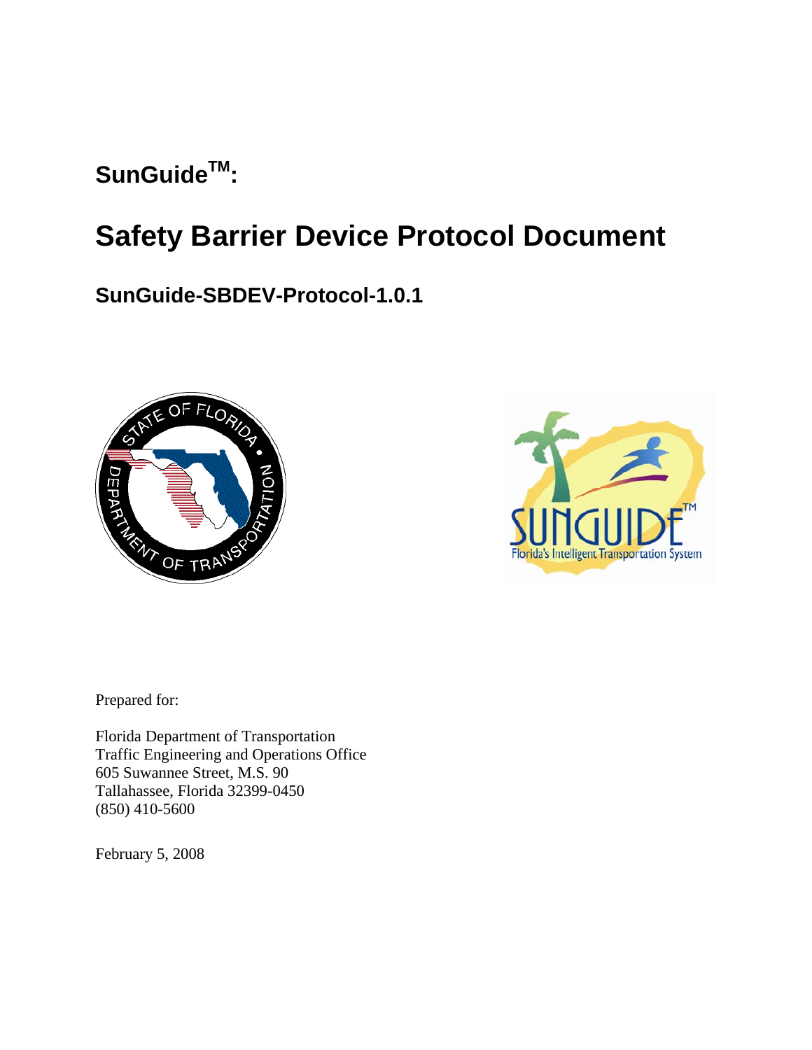# SunGuide™:

# Safety Barrier Device Protocol Document

## SunGuide-SBDEV-Protocol-1.0.1

Prepared for:

Florida Department of Transportation
Traffic Engineering and Operations Office
605 Suwannee Street, M.S. 90
Tallahassee, Florida 32399-0450
(850) 410-5600

February 5, 2008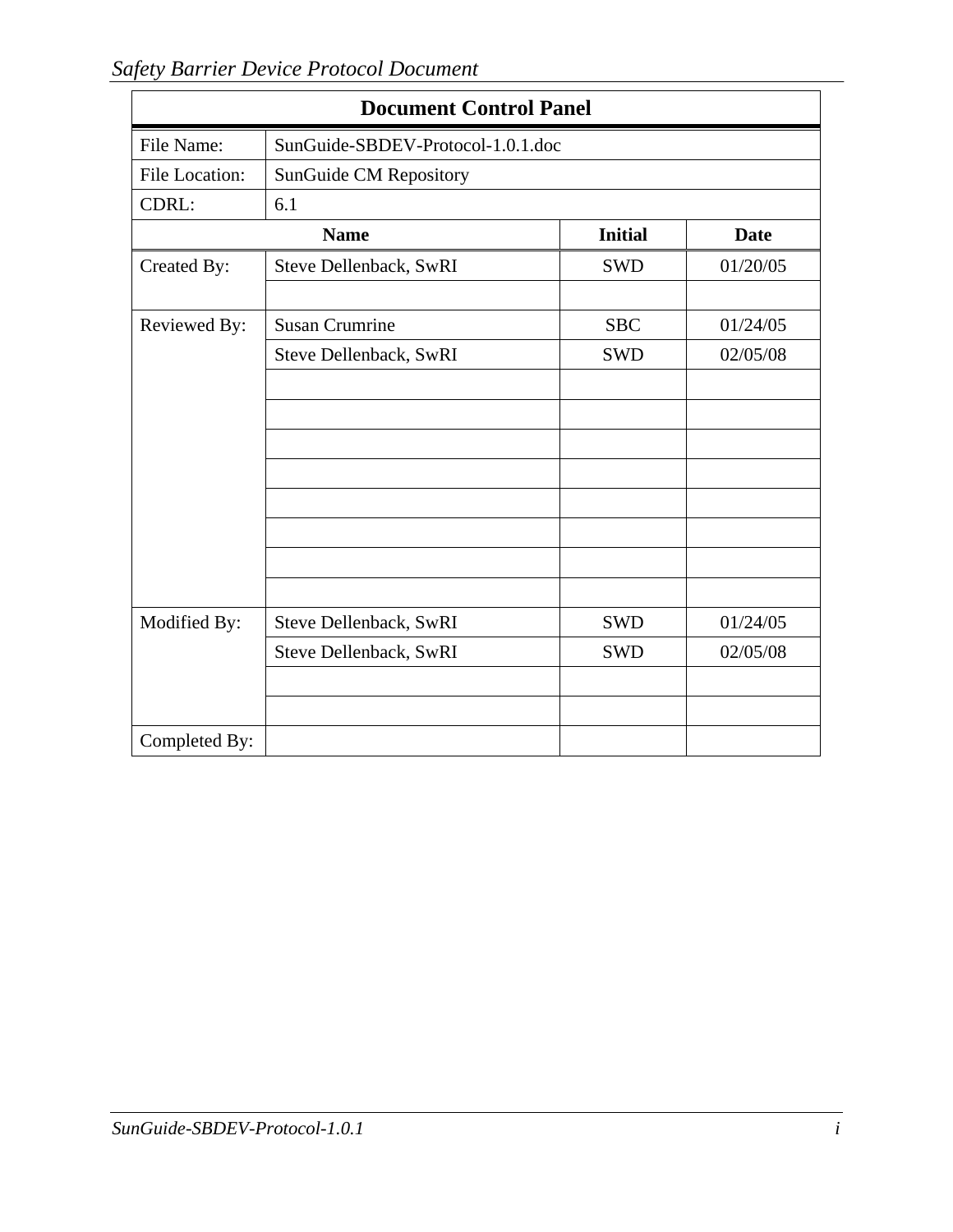**Document Control Panel**

| | | | |
|---|---|---|---|
| File Name: | SunGuide-SBDEV-Protocol-1.0.1.doc | | |
| File Location: | SunGuide CM Repository | | |
| CDRL: | 6.1 | | |
| | **Name** | **Initial** | **Date** |
| Created By: | Steve Dellenback, SwRI | SWD | 01/20/05 |
| | | | |
| Reviewed By: | Susan Crumrine | SBC | 01/24/05 |
| | Steve Dellenback, SwRI | SWD | 02/05/08 |
| | | | |
| | | | |
| | | | |
| | | | |
| | | | |
| | | | |
| | | | |
| | | | |
| Modified By: | Steve Dellenback, SwRI | SWD | 01/24/05 |
| | Steve Dellenback, SwRI | SWD | 02/05/08 |
| | | | |
| | | | |
| Completed By: | | | |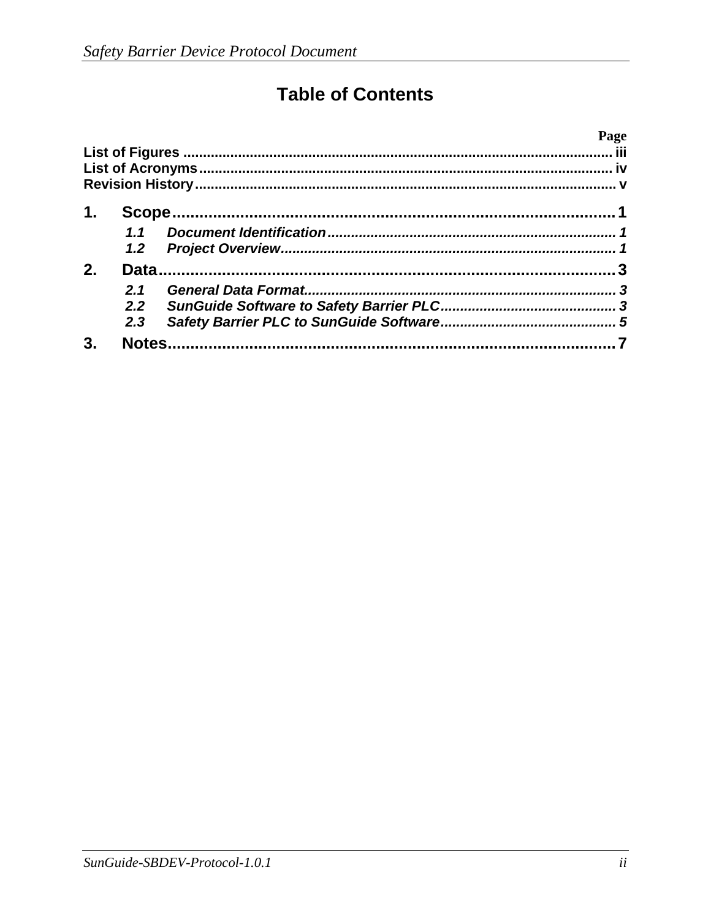# Table of Contents

| | Page |
|---|---|
| **List of Figures** | iii |
| **List of Acronyms** | iv |
| **Revision History** | v |
| **1. Scope** | **1** |
| *1.1 Document Identification* | *1* |
| *1.2 Project Overview* | *1* |
| **2. Data** | **3** |
| *2.1 General Data Format* | *3* |
| *2.2 SunGuide Software to Safety Barrier PLC* | *3* |
| *2.3 Safety Barrier PLC to SunGuide Software* | *5* |
| **3. Notes** | **7** |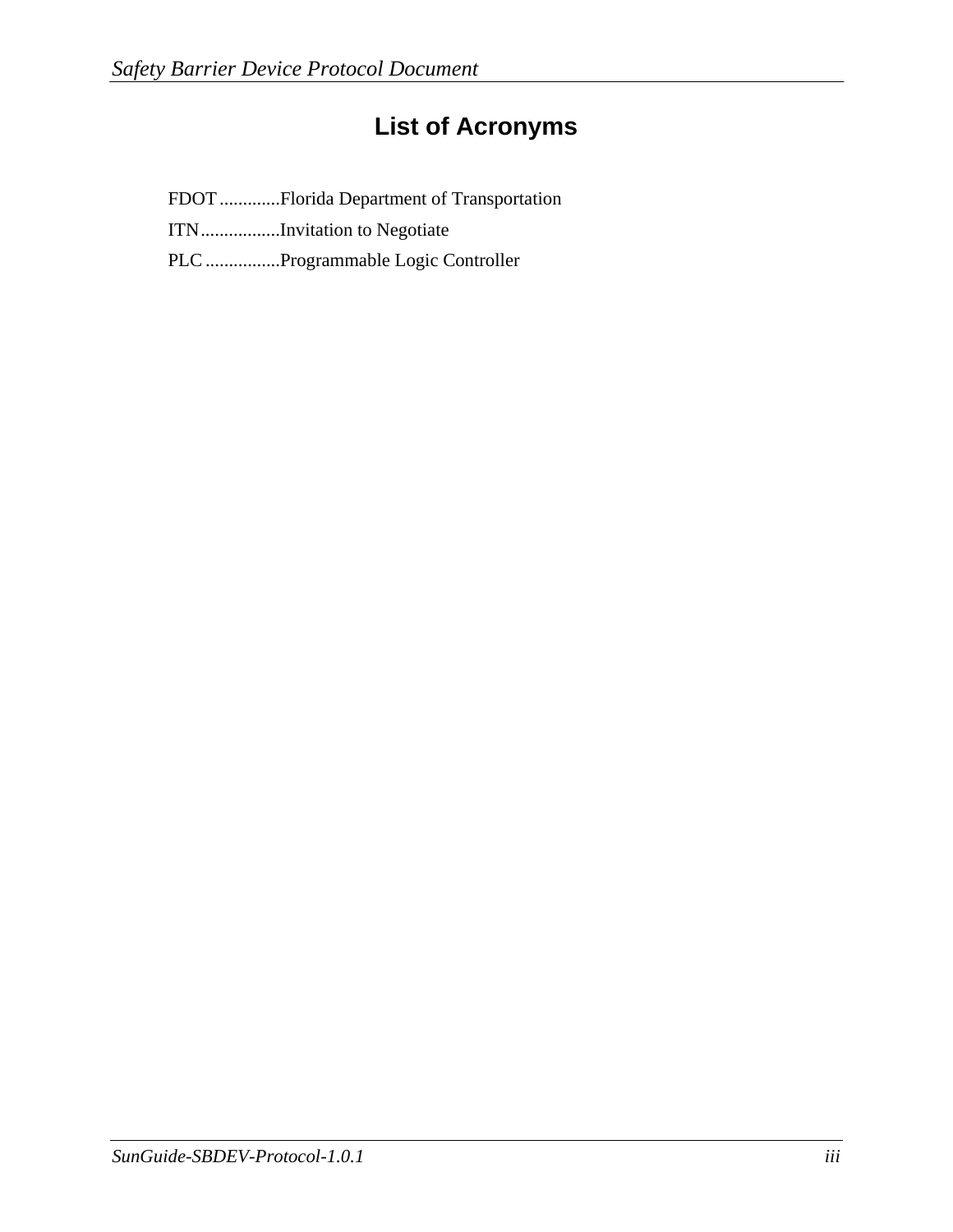# List of Acronyms

FDOT .............Florida Department of Transportation

ITN.................Invitation to Negotiate

PLC ................Programmable Logic Controller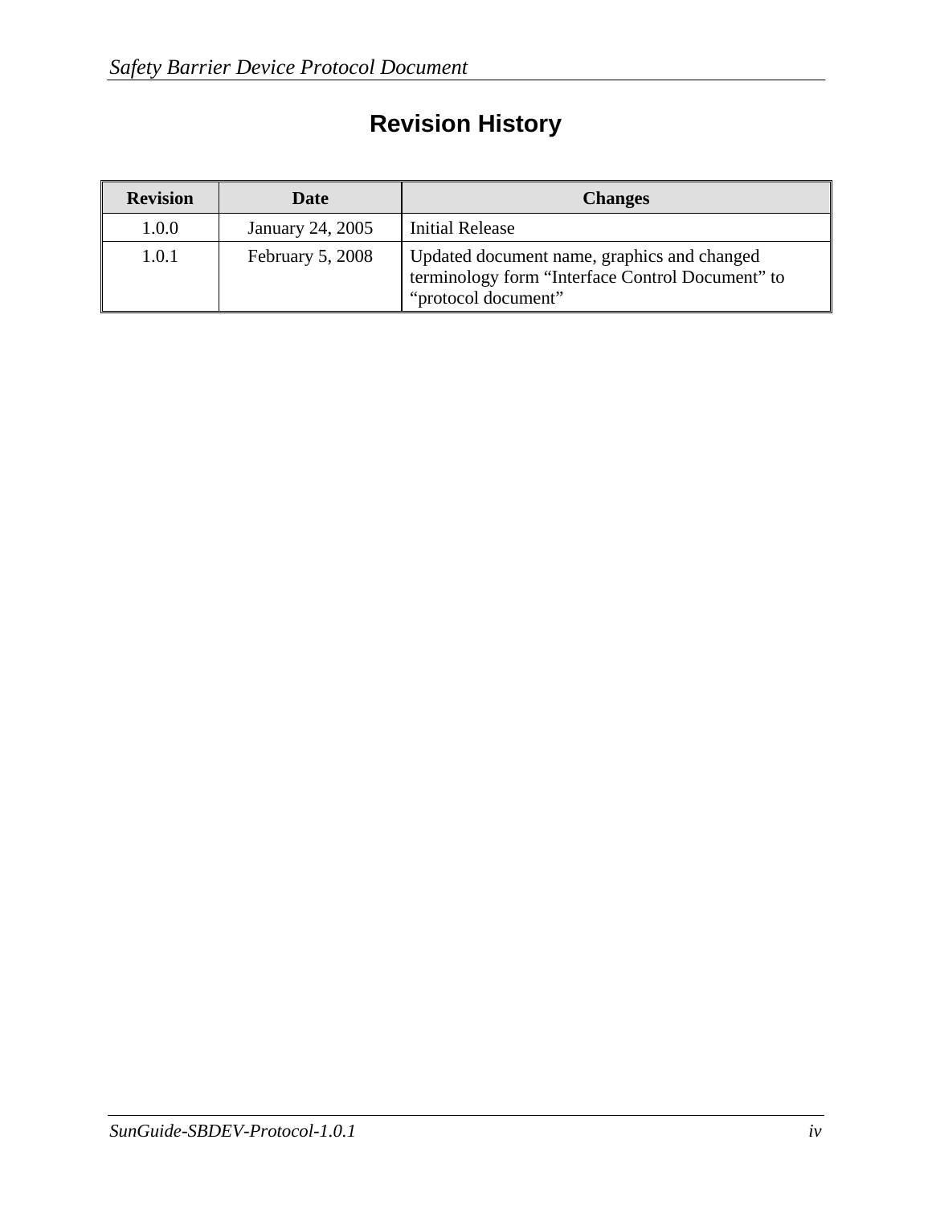# Revision History

| Revision | Date | Changes |
| --- | --- | --- |
| 1.0.0 | January 24, 2005 | Initial Release |
| 1.0.1 | February 5, 2008 | Updated document name, graphics and changed terminology form “Interface Control Document” to “protocol document” |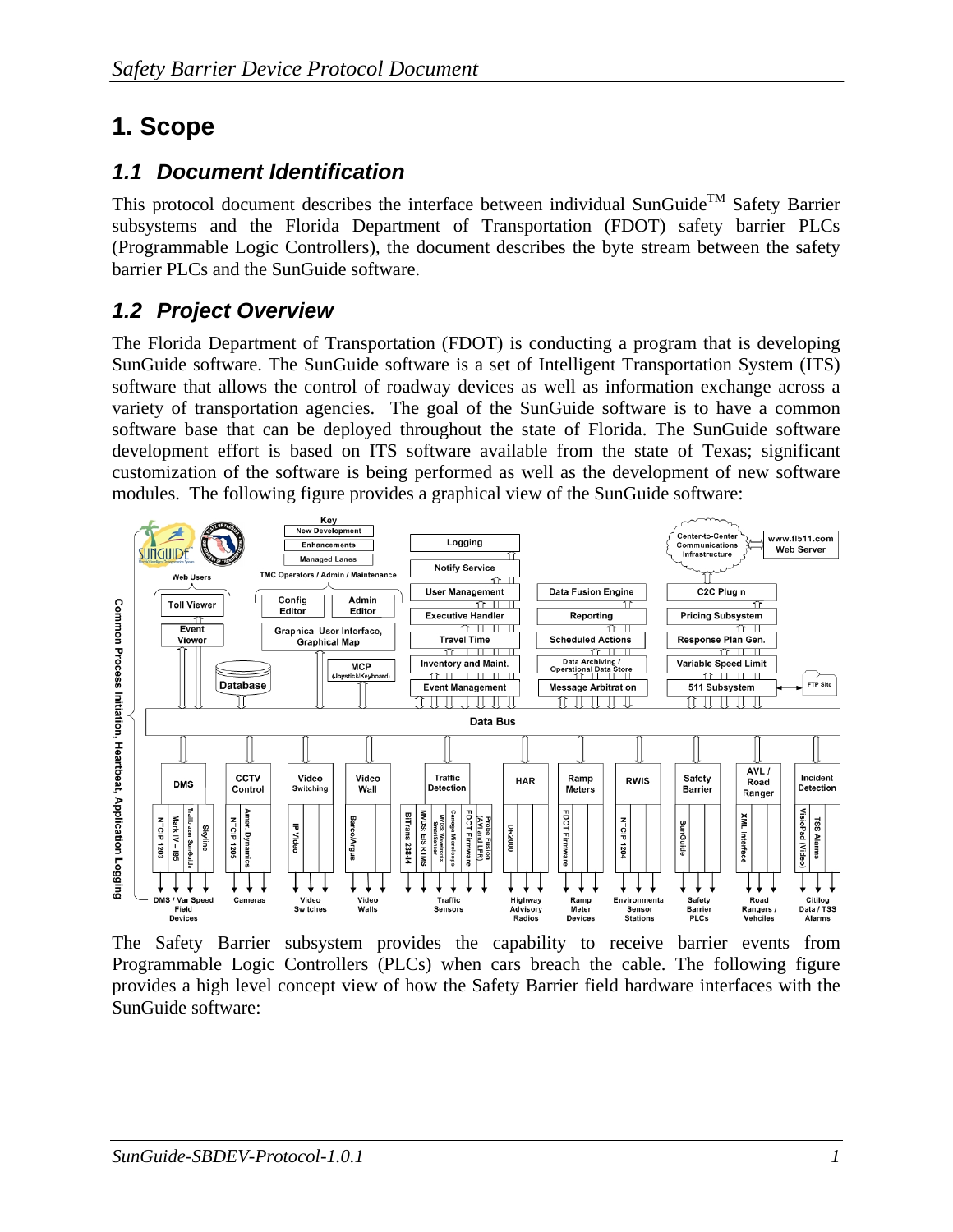# 1. Scope

## 1.1 Document Identification

This protocol document describes the interface between individual SunGuide™ Safety Barrier subsystems and the Florida Department of Transportation (FDOT) safety barrier PLCs (Programmable Logic Controllers), the document describes the byte stream between the safety barrier PLCs and the SunGuide software.

## 1.2 Project Overview

The Florida Department of Transportation (FDOT) is conducting a program that is developing SunGuide software. The SunGuide software is a set of Intelligent Transportation System (ITS) software that allows the control of roadway devices as well as information exchange across a variety of transportation agencies. The goal of the SunGuide software is to have a common software base that can be deployed throughout the state of Florida. The SunGuide software development effort is based on ITS software available from the state of Texas; significant customization of the software is being performed as well as the development of new software modules. The following figure provides a graphical view of the SunGuide software:

The Safety Barrier subsystem provides the capability to receive barrier events from Programmable Logic Controllers (PLCs) when cars breach the cable. The following figure provides a high level concept view of how the Safety Barrier field hardware interfaces with the SunGuide software: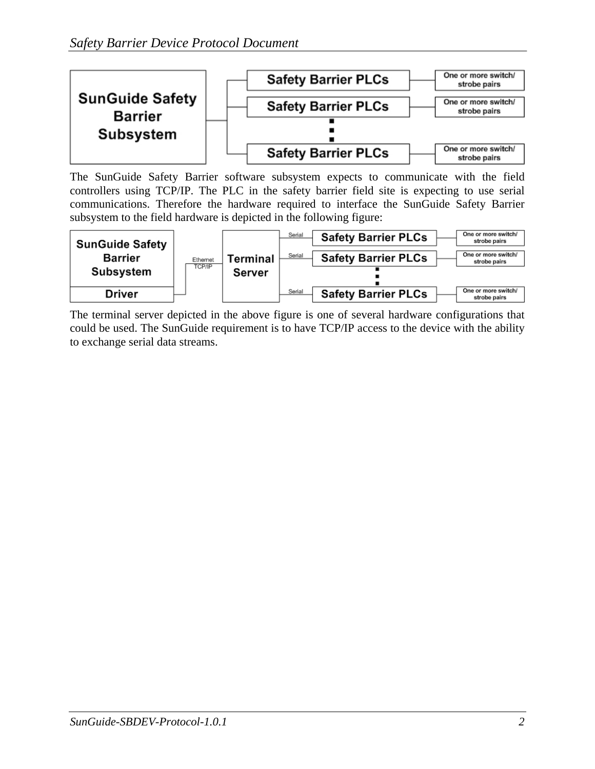The SunGuide Safety Barrier software subsystem expects to communicate with the field controllers using TCP/IP. The PLC in the safety barrier field site is expecting to use serial communications. Therefore the hardware required to interface the SunGuide Safety Barrier subsystem to the field hardware is depicted in the following figure:

The terminal server depicted in the above figure is one of several hardware configurations that could be used. The SunGuide requirement is to have TCP/IP access to the device with the ability to exchange serial data streams.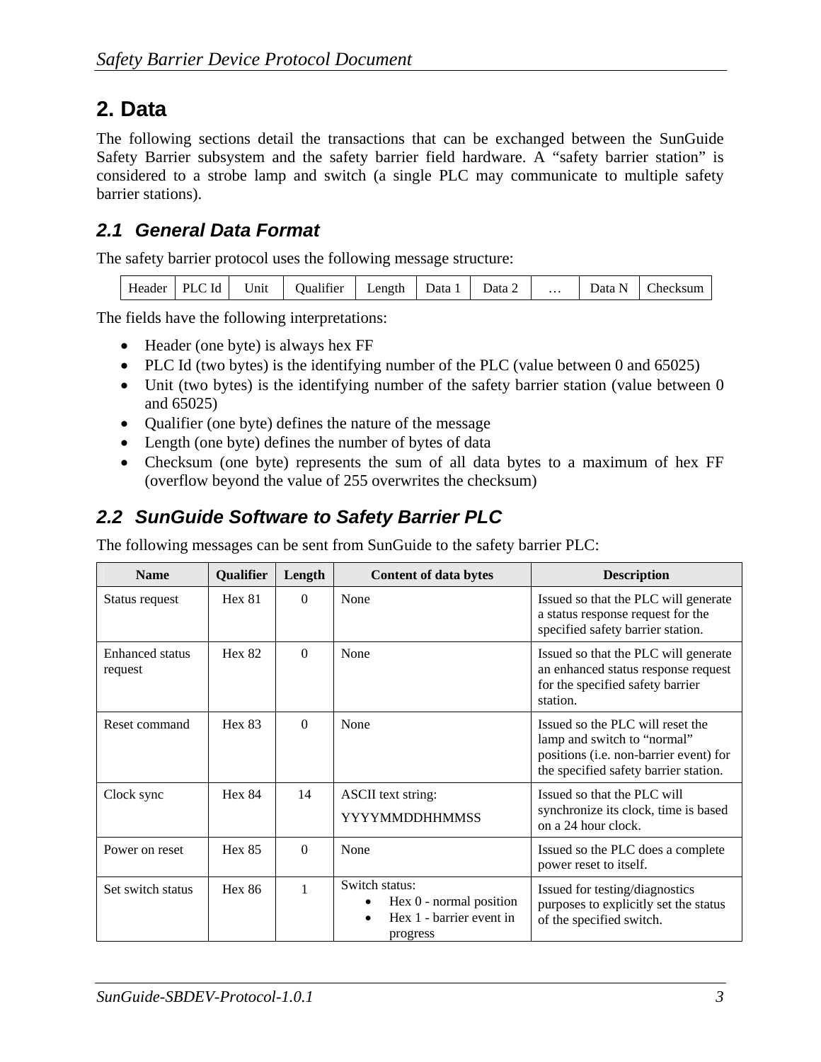# 2. Data

The following sections detail the transactions that can be exchanged between the SunGuide Safety Barrier subsystem and the safety barrier field hardware. A "safety barrier station" is considered to a strobe lamp and switch (a single PLC may communicate to multiple safety barrier stations).

## 2.1 General Data Format

The safety barrier protocol uses the following message structure:

| Header | PLC Id | Unit | Qualifier | Length | Data 1 | Data 2 | … | Data N | Checksum |
|---|---|---|---|---|---|---|---|---|---|

The fields have the following interpretations:

- Header (one byte) is always hex FF
- PLC Id (two bytes) is the identifying number of the PLC (value between 0 and 65025)
- Unit (two bytes) is the identifying number of the safety barrier station (value between 0 and 65025)
- Qualifier (one byte) defines the nature of the message
- Length (one byte) defines the number of bytes of data
- Checksum (one byte) represents the sum of all data bytes to a maximum of hex FF (overflow beyond the value of 255 overwrites the checksum)

## 2.2 SunGuide Software to Safety Barrier PLC

The following messages can be sent from SunGuide to the safety barrier PLC:

| Name | Qualifier | Length | Content of data bytes | Description |
|---|---|---|---|---|
| Status request | Hex 81 | 0 | None | Issued so that the PLC will generate a status response request for the specified safety barrier station. |
| Enhanced status request | Hex 82 | 0 | None | Issued so that the PLC will generate an enhanced status response request for the specified safety barrier station. |
| Reset command | Hex 83 | 0 | None | Issued so the PLC will reset the lamp and switch to "normal" positions (i.e. non-barrier event) for the specified safety barrier station. |
| Clock sync | Hex 84 | 14 | ASCII text string: YYYYMMDDHHMMSS | Issued so that the PLC will synchronize its clock, time is based on a 24 hour clock. |
| Power on reset | Hex 85 | 0 | None | Issued so the PLC does a complete power reset to itself. |
| Set switch status | Hex 86 | 1 | Switch status:<br>• Hex 0 - normal position<br>• Hex 1 - barrier event in progress | Issued for testing/diagnostics purposes to explicitly set the status of the specified switch. |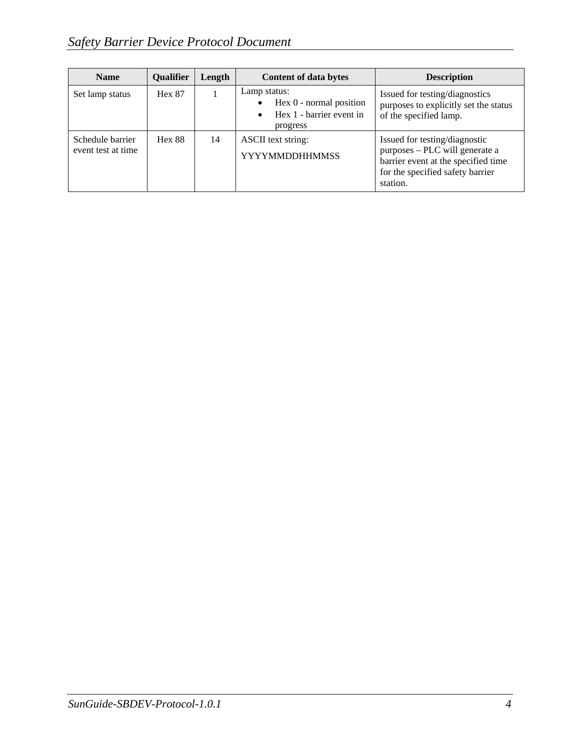| Name | Qualifier | Length | Content of data bytes | Description |
|---|---|---|---|---|
| Set lamp status | Hex 87 | 1 | Lamp status:<br>• Hex 0 - normal position<br>• Hex 1 - barrier event in progress | Issued for testing/diagnostics purposes to explicitly set the status of the specified lamp. |
| Schedule barrier event test at time | Hex 88 | 14 | ASCII text string:<br>YYYYMMDDHHMMSS | Issued for testing/diagnostic purposes – PLC will generate a barrier event at the specified time for the specified safety barrier station. |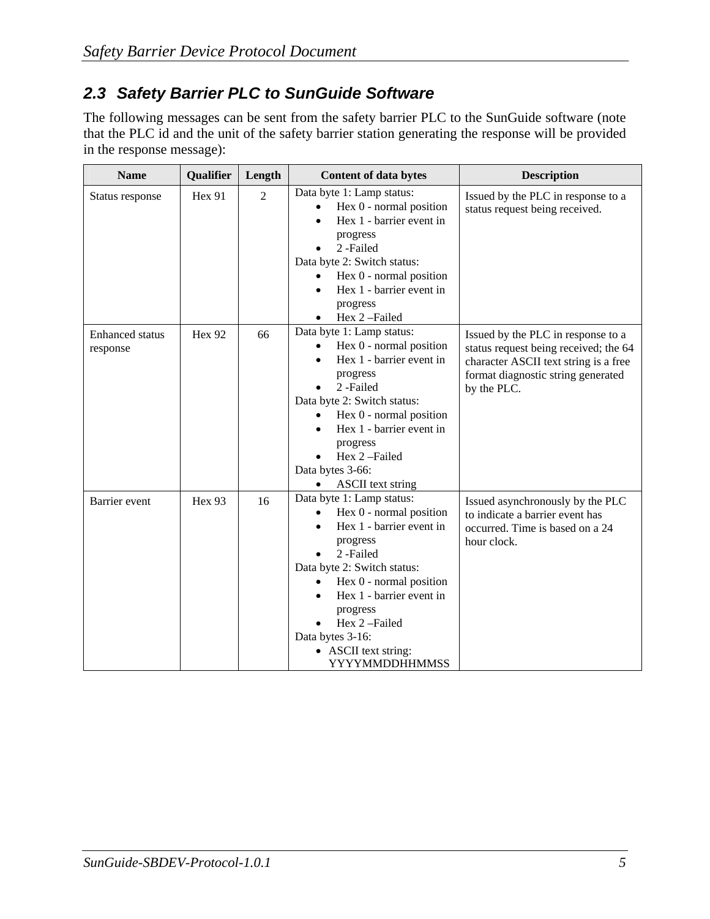## 2.3 Safety Barrier PLC to SunGuide Software

The following messages can be sent from the safety barrier PLC to the SunGuide software (note that the PLC id and the unit of the safety barrier station generating the response will be provided in the response message):

| Name | Qualifier | Length | Content of data bytes | Description |
|---|---|---|---|---|
| Status response | Hex 91 | 2 | Data byte 1: Lamp status:<br>• Hex 0 - normal position<br>• Hex 1 - barrier event in progress<br>• 2 -Failed<br>Data byte 2: Switch status:<br>• Hex 0 - normal position<br>• Hex 1 - barrier event in progress<br>• Hex 2 –Failed | Issued by the PLC in response to a status request being received. |
| Enhanced status response | Hex 92 | 66 | Data byte 1: Lamp status:<br>• Hex 0 - normal position<br>• Hex 1 - barrier event in progress<br>• 2 -Failed<br>Data byte 2: Switch status:<br>• Hex 0 - normal position<br>• Hex 1 - barrier event in progress<br>• Hex 2 –Failed<br>Data bytes 3-66:<br>• ASCII text string | Issued by the PLC in response to a status request being received; the 64 character ASCII text string is a free format diagnostic string generated by the PLC. |
| Barrier event | Hex 93 | 16 | Data byte 1: Lamp status:<br>• Hex 0 - normal position<br>• Hex 1 - barrier event in progress<br>• 2 -Failed<br>Data byte 2: Switch status:<br>• Hex 0 - normal position<br>• Hex 1 - barrier event in progress<br>• Hex 2 –Failed<br>Data bytes 3-16:<br>• ASCII text string: YYYYMMDDHHMMSS | Issued asynchronously by the PLC to indicate a barrier event has occurred. Time is based on a 24 hour clock. |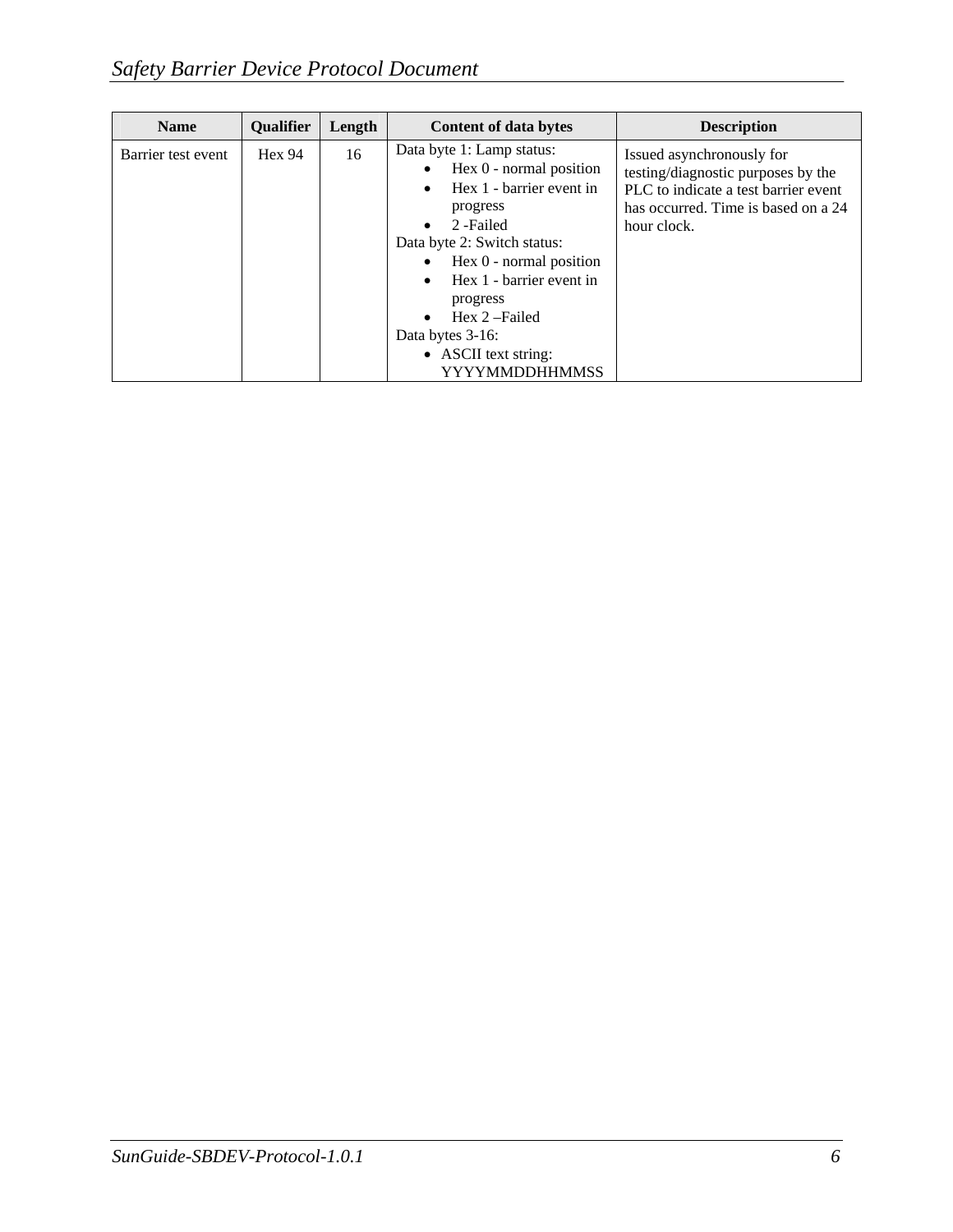| Name | Qualifier | Length | Content of data bytes | Description |
|---|---|---|---|---|
| Barrier test event | Hex 94 | 16 | Data byte 1: Lamp status:<br>• Hex 0 - normal position<br>• Hex 1 - barrier event in progress<br>• 2 -Failed<br>Data byte 2: Switch status:<br>• Hex 0 - normal position<br>• Hex 1 - barrier event in progress<br>• Hex 2 –Failed<br>Data bytes 3-16:<br>• ASCII text string: YYYYMMDDHHMMSS | Issued asynchronously for testing/diagnostic purposes by the PLC to indicate a test barrier event has occurred. Time is based on a 24 hour clock. |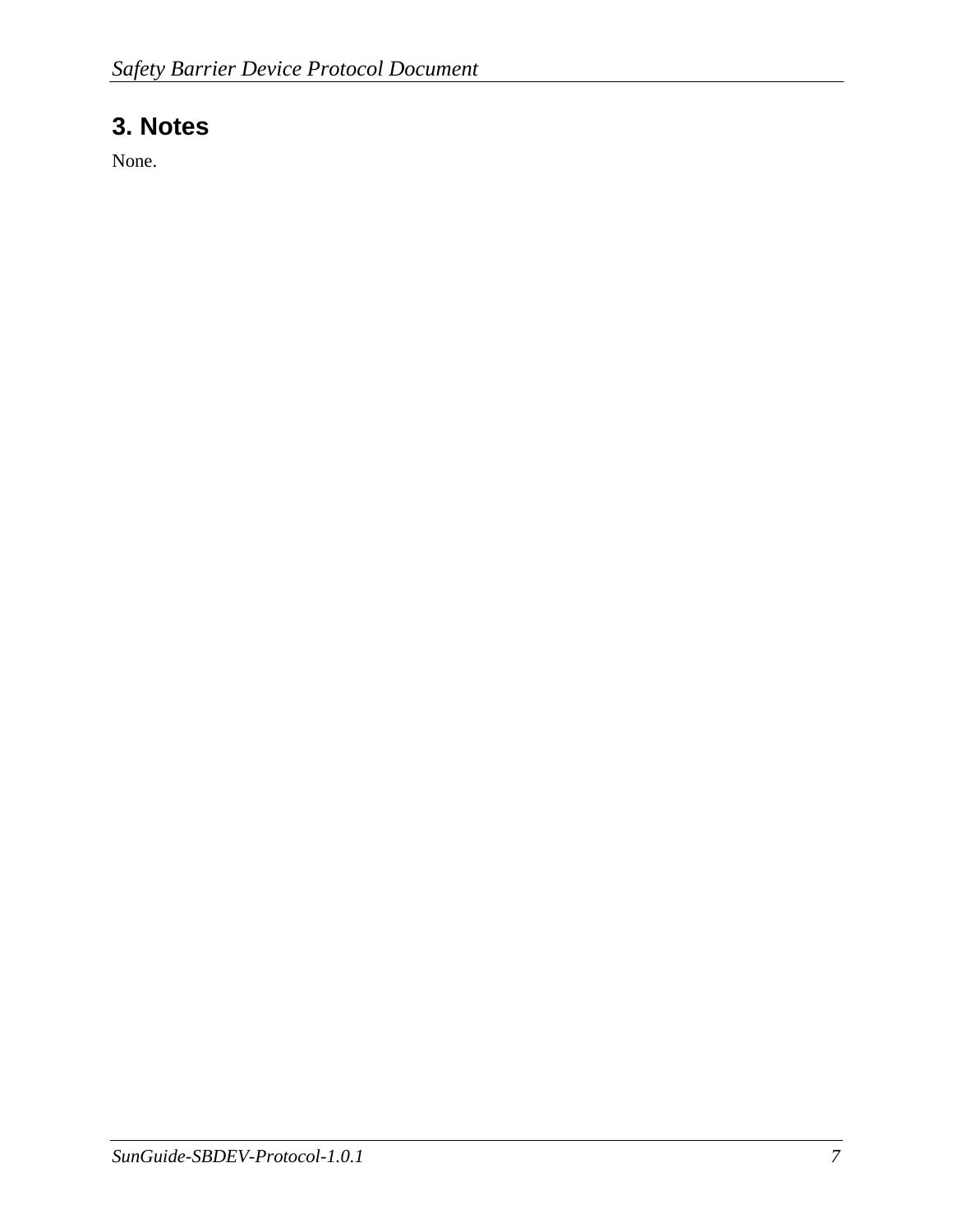# 3. Notes

None.